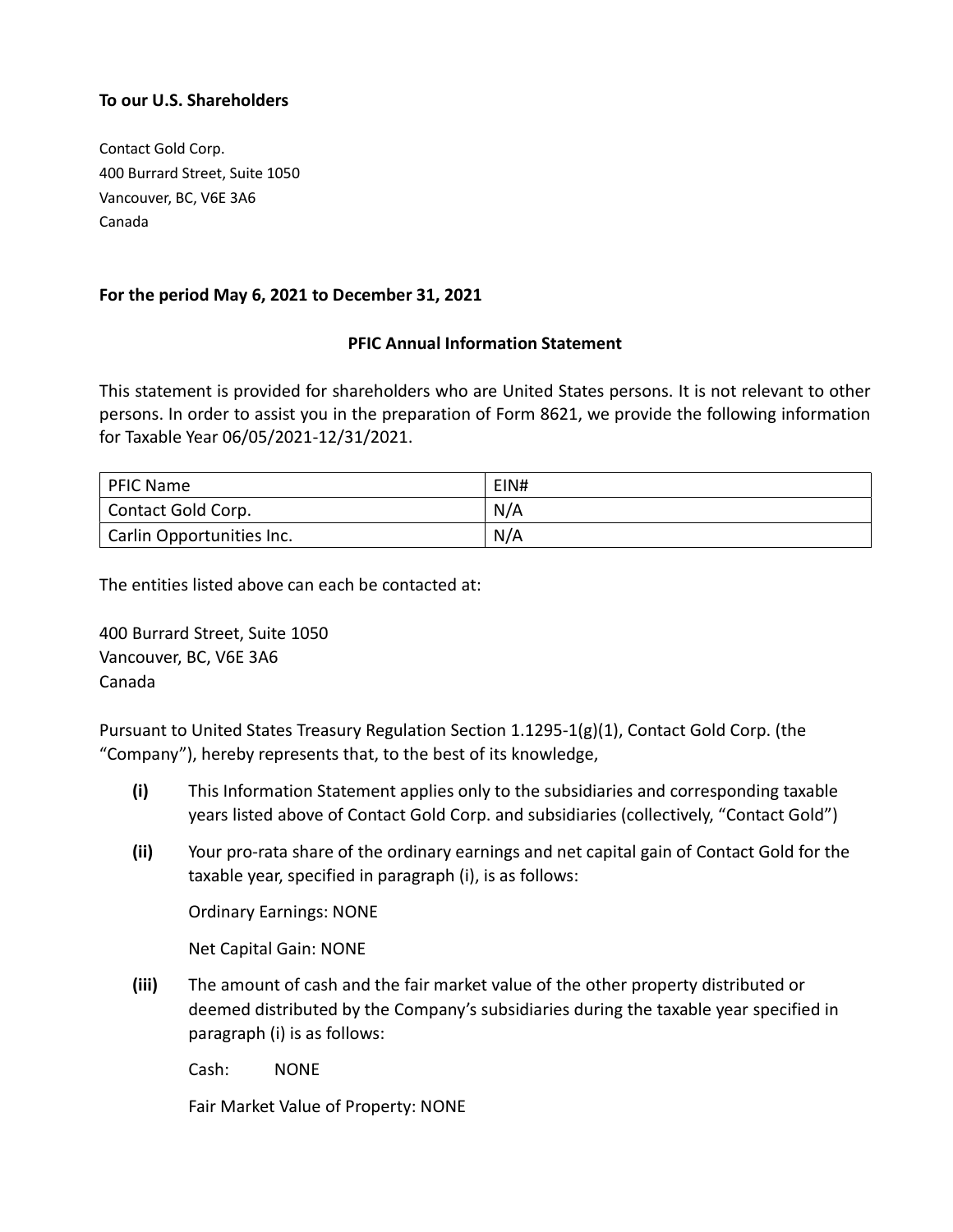**To our U.S. Shareholders**

Contact Gold Corp.
400 Burrard Street, Suite 1050
Vancouver, BC, V6E 3A6
Canada

**For the period May 6, 2021 to December 31, 2021**

**PFIC Annual Information Statement**

This statement is provided for shareholders who are United States persons. It is not relevant to other persons. In order to assist you in the preparation of Form 8621, we provide the following information for Taxable Year 06/05/2021-12/31/2021.

| PFIC Name | EIN# |
| --- | --- |
| Contact Gold Corp. | N/A |
| Carlin Opportunities Inc. | N/A |

The entities listed above can each be contacted at:

400 Burrard Street, Suite 1050
Vancouver, BC, V6E 3A6
Canada

Pursuant to United States Treasury Regulation Section 1.1295-1(g)(1), Contact Gold Corp. (the "Company"), hereby represents that, to the best of its knowledge,

**(i)** This Information Statement applies only to the subsidiaries and corresponding taxable years listed above of Contact Gold Corp. and subsidiaries (collectively, "Contact Gold")

**(ii)** Your pro-rata share of the ordinary earnings and net capital gain of Contact Gold for the taxable year, specified in paragraph (i), is as follows:

Ordinary Earnings: NONE

Net Capital Gain: NONE

**(iii)** The amount of cash and the fair market value of the other property distributed or deemed distributed by the Company's subsidiaries during the taxable year specified in paragraph (i) is as follows:

Cash: NONE

Fair Market Value of Property: NONE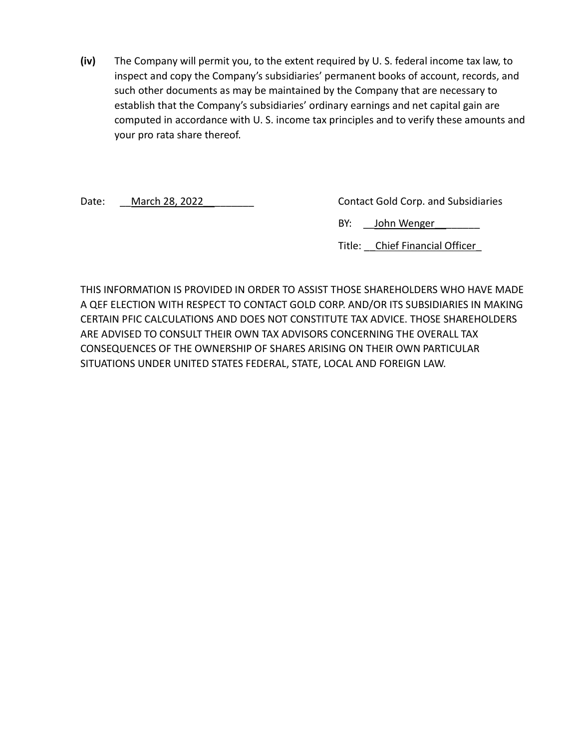**(iv)** The Company will permit you, to the extent required by U. S. federal income tax law, to inspect and copy the Company's subsidiaries' permanent books of account, records, and such other documents as may be maintained by the Company that are necessary to establish that the Company's subsidiaries' ordinary earnings and net capital gain are computed in accordance with U. S. income tax principles and to verify these amounts and your pro rata share thereof.

Date: March 28, 2022

Contact Gold Corp. and Subsidiaries

BY: John Wenger

Title: Chief Financial Officer

THIS INFORMATION IS PROVIDED IN ORDER TO ASSIST THOSE SHAREHOLDERS WHO HAVE MADE A QEF ELECTION WITH RESPECT TO CONTACT GOLD CORP. AND/OR ITS SUBSIDIARIES IN MAKING CERTAIN PFIC CALCULATIONS AND DOES NOT CONSTITUTE TAX ADVICE. THOSE SHAREHOLDERS ARE ADVISED TO CONSULT THEIR OWN TAX ADVISORS CONCERNING THE OVERALL TAX CONSEQUENCES OF THE OWNERSHIP OF SHARES ARISING ON THEIR OWN PARTICULAR SITUATIONS UNDER UNITED STATES FEDERAL, STATE, LOCAL AND FOREIGN LAW.